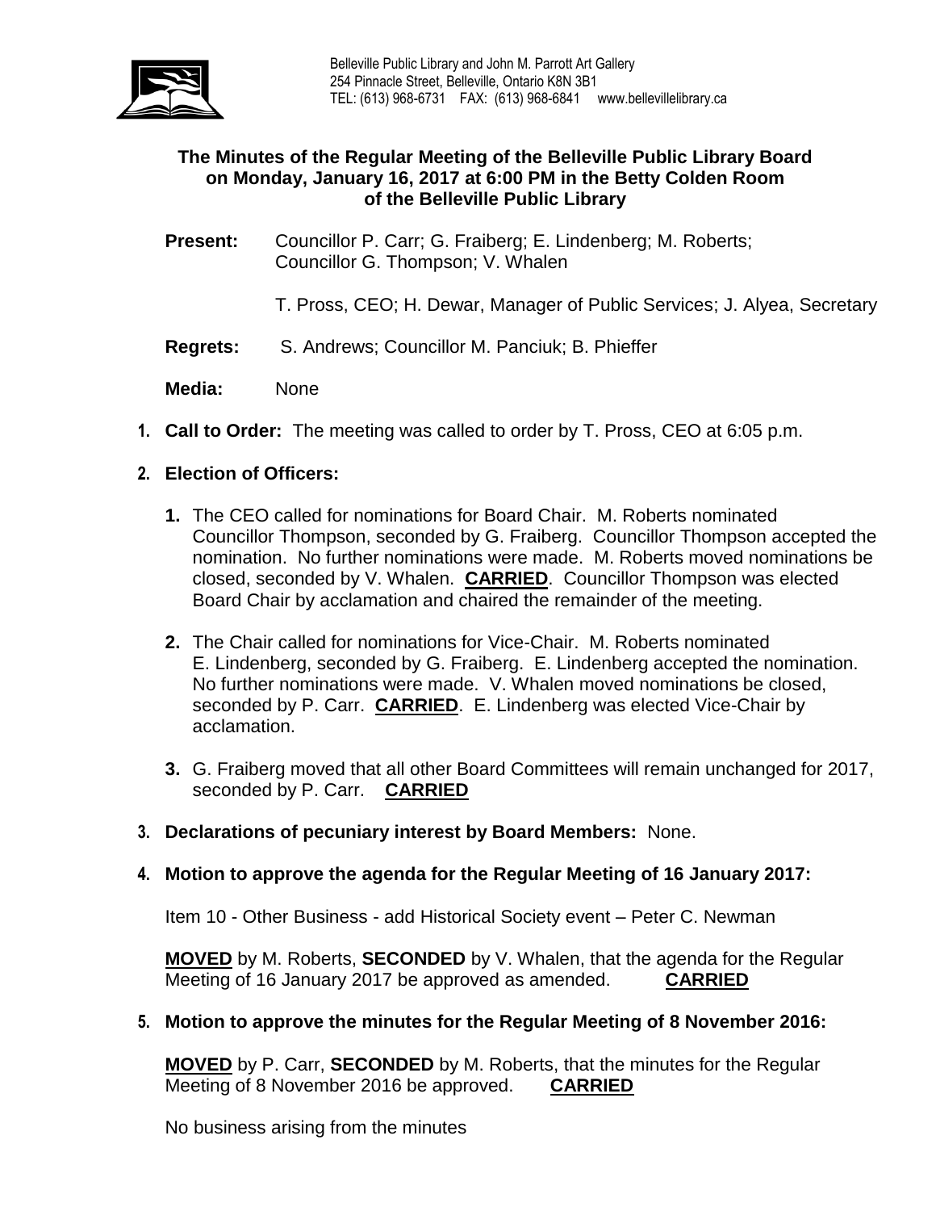Belleville Public Library and John M. Parrott Art Gallery
254 Pinnacle Street, Belleville, Ontario K8N 3B1
TEL: (613) 968-6731 FAX: (613) 968-6841 www.bellevillelibrary.ca

## The Minutes of the Regular Meeting of the Belleville Public Library Board on Monday, January 16, 2017 at 6:00 PM in the Betty Colden Room of the Belleville Public Library

**Present:** Councillor P. Carr; G. Fraiberg; E. Lindenberg; M. Roberts; Councillor G. Thompson; V. Whalen

T. Pross, CEO; H. Dewar, Manager of Public Services; J. Alyea, Secretary

**Regrets:** S. Andrews; Councillor M. Panciuk; B. Phieffer

**Media:** None

1. **Call to Order:** The meeting was called to order by T. Pross, CEO at 6:05 p.m.

2. **Election of Officers:**

   1. The CEO called for nominations for Board Chair. M. Roberts nominated Councillor Thompson, seconded by G. Fraiberg. Councillor Thompson accepted the nomination. No further nominations were made. M. Roberts moved nominations be closed, seconded by V. Whalen. **CARRIED**. Councillor Thompson was elected Board Chair by acclamation and chaired the remainder of the meeting.

   2. The Chair called for nominations for Vice-Chair. M. Roberts nominated E. Lindenberg, seconded by G. Fraiberg. E. Lindenberg accepted the nomination. No further nominations were made. V. Whalen moved nominations be closed, seconded by P. Carr. **CARRIED**. E. Lindenberg was elected Vice-Chair by acclamation.

   3. G. Fraiberg moved that all other Board Committees will remain unchanged for 2017, seconded by P. Carr. **CARRIED**

3. **Declarations of pecuniary interest by Board Members:** None.

4. **Motion to approve the agenda for the Regular Meeting of 16 January 2017:**

   Item 10 - Other Business - add Historical Society event – Peter C. Newman

   **MOVED** by M. Roberts, **SECONDED** by V. Whalen, that the agenda for the Regular Meeting of 16 January 2017 be approved as amended. **CARRIED**

5. **Motion to approve the minutes for the Regular Meeting of 8 November 2016:**

   **MOVED** by P. Carr, **SECONDED** by M. Roberts, that the minutes for the Regular Meeting of 8 November 2016 be approved. **CARRIED**

   No business arising from the minutes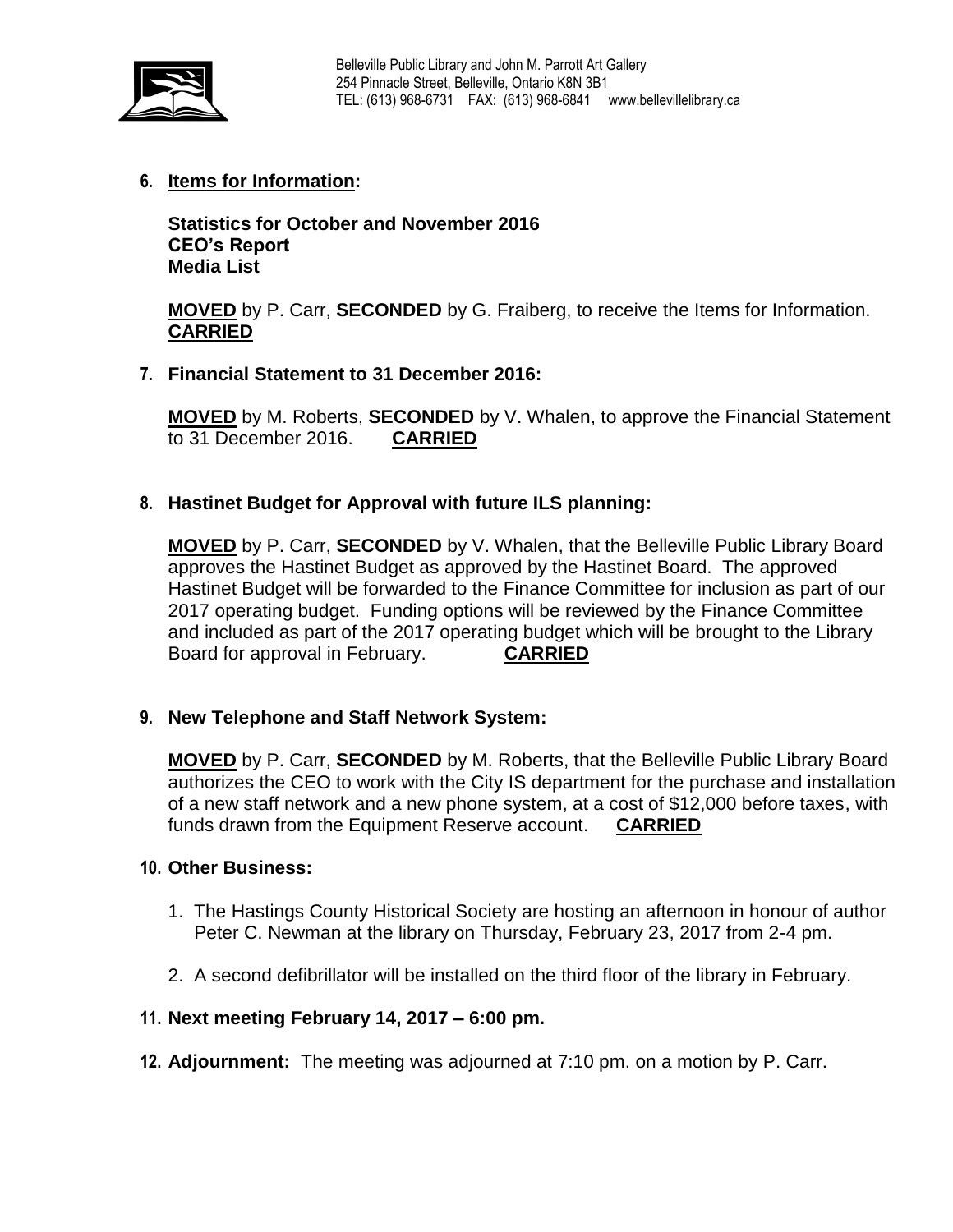Belleville Public Library and John M. Parrott Art Gallery
254 Pinnacle Street, Belleville, Ontario K8N 3B1
TEL: (613) 968-6731 FAX: (613) 968-6841 www.bellevillelibrary.ca

**6. Items for Information:**

**Statistics for October and November 2016**
**CEO's Report**
**Media List**

**MOVED** by P. Carr, **SECONDED** by G. Fraiberg, to receive the Items for Information. **CARRIED**

**7. Financial Statement to 31 December 2016:**

**MOVED** by M. Roberts, **SECONDED** by V. Whalen, to approve the Financial Statement to 31 December 2016. **CARRIED**

**8. Hastinet Budget for Approval with future ILS planning:**

**MOVED** by P. Carr, **SECONDED** by V. Whalen, that the Belleville Public Library Board approves the Hastinet Budget as approved by the Hastinet Board. The approved Hastinet Budget will be forwarded to the Finance Committee for inclusion as part of our 2017 operating budget. Funding options will be reviewed by the Finance Committee and included as part of the 2017 operating budget which will be brought to the Library Board for approval in February. **CARRIED**

**9. New Telephone and Staff Network System:**

**MOVED** by P. Carr, **SECONDED** by M. Roberts, that the Belleville Public Library Board authorizes the CEO to work with the City IS department for the purchase and installation of a new staff network and a new phone system, at a cost of $12,000 before taxes, with funds drawn from the Equipment Reserve account. **CARRIED**

**10. Other Business:**

1. The Hastings County Historical Society are hosting an afternoon in honour of author Peter C. Newman at the library on Thursday, February 23, 2017 from 2-4 pm.
2. A second defibrillator will be installed on the third floor of the library in February.

**11. Next meeting February 14, 2017 – 6:00 pm.**

**12. Adjournment:** The meeting was adjourned at 7:10 pm. on a motion by P. Carr.